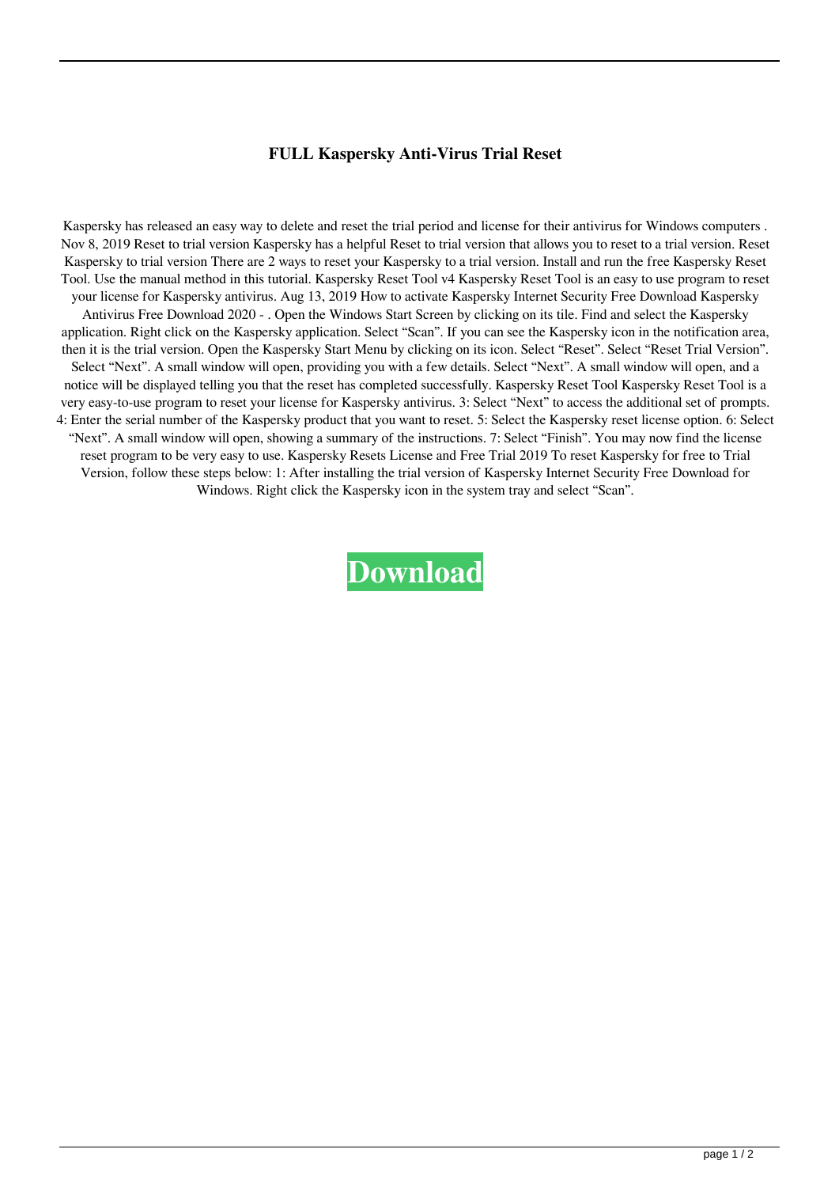# FULL Kaspersky Anti-Virus Trial Reset

Kaspersky has released an easy way to delete and reset the trial period and license for their antivirus for Windows computers . Nov 8, 2019 Reset to trial version Kaspersky has a helpful Reset to trial version that allows you to reset to a trial version. Reset Kaspersky to trial version There are 2 ways to reset your Kaspersky to a trial version. Install and run the free Kaspersky Reset Tool. Use the manual method in this tutorial. Kaspersky Reset Tool v4 Kaspersky Reset Tool is an easy to use program to reset your license for Kaspersky antivirus. Aug 13, 2019 How to activate Kaspersky Internet Security Free Download Kaspersky Antivirus Free Download 2020 - . Open the Windows Start Screen by clicking on its tile. Find and select the Kaspersky application. Right click on the Kaspersky application. Select "Scan". If you can see the Kaspersky icon in the notification area, then it is the trial version. Open the Kaspersky Start Menu by clicking on its icon. Select "Reset". Select "Reset Trial Version". Select "Next". A small window will open, providing you with a few details. Select "Next". A small window will open, and a notice will be displayed telling you that the reset has completed successfully. Kaspersky Reset Tool Kaspersky Reset Tool is a very easy-to-use program to reset your license for Kaspersky antivirus. 3: Select "Next" to access the additional set of prompts. 4: Enter the serial number of the Kaspersky product that you want to reset. 5: Select the Kaspersky reset license option. 6: Select "Next". A small window will open, showing a summary of the instructions. 7: Select "Finish". You may now find the license reset program to be very easy to use. Kaspersky Resets License and Free Trial 2019 To reset Kaspersky for free to Trial Version, follow these steps below: 1: After installing the trial version of Kaspersky Internet Security Free Download for Windows. Right click the Kaspersky icon in the system tray and select "Scan".

**Download**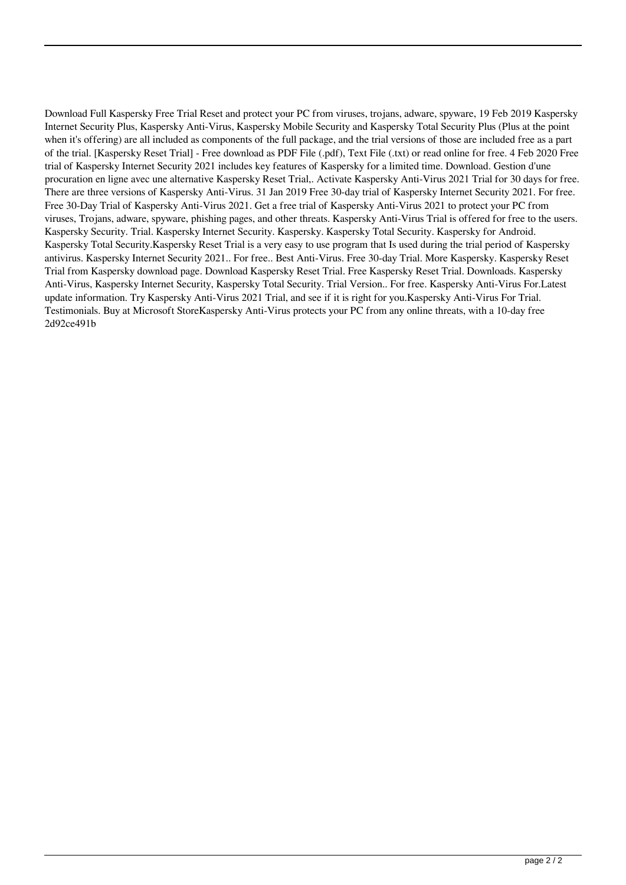Download Full Kaspersky Free Trial Reset and protect your PC from viruses, trojans, adware, spyware, 19 Feb 2019 Kaspersky Internet Security Plus, Kaspersky Anti-Virus, Kaspersky Mobile Security and Kaspersky Total Security Plus (Plus at the point when it's offering) are all included as components of the full package, and the trial versions of those are included free as a part of the trial. [Kaspersky Reset Trial] - Free download as PDF File (.pdf), Text File (.txt) or read online for free. 4 Feb 2020 Free trial of Kaspersky Internet Security 2021 includes key features of Kaspersky for a limited time. Download. Gestion d'une procuration en ligne avec une alternative Kaspersky Reset Trial,. Activate Kaspersky Anti-Virus 2021 Trial for 30 days for free. There are three versions of Kaspersky Anti-Virus. 31 Jan 2019 Free 30-day trial of Kaspersky Internet Security 2021. For free. Free 30-Day Trial of Kaspersky Anti-Virus 2021. Get a free trial of Kaspersky Anti-Virus 2021 to protect your PC from viruses, Trojans, adware, spyware, phishing pages, and other threats. Kaspersky Anti-Virus Trial is offered for free to the users. Kaspersky Security. Trial. Kaspersky Internet Security. Kaspersky. Kaspersky Total Security. Kaspersky for Android. Kaspersky Total Security.Kaspersky Reset Trial is a very easy to use program that Is used during the trial period of Kaspersky antivirus. Kaspersky Internet Security 2021.. For free.. Best Anti-Virus. Free 30-day Trial. More Kaspersky. Kaspersky Reset Trial from Kaspersky download page. Download Kaspersky Reset Trial. Free Kaspersky Reset Trial. Downloads. Kaspersky Anti-Virus, Kaspersky Internet Security, Kaspersky Total Security. Trial Version.. For free. Kaspersky Anti-Virus For.Latest update information. Try Kaspersky Anti-Virus 2021 Trial, and see if it is right for you.Kaspersky Anti-Virus For Trial. Testimonials. Buy at Microsoft StoreKaspersky Anti-Virus protects your PC from any online threats, with a 10-day free 2d92ce491b